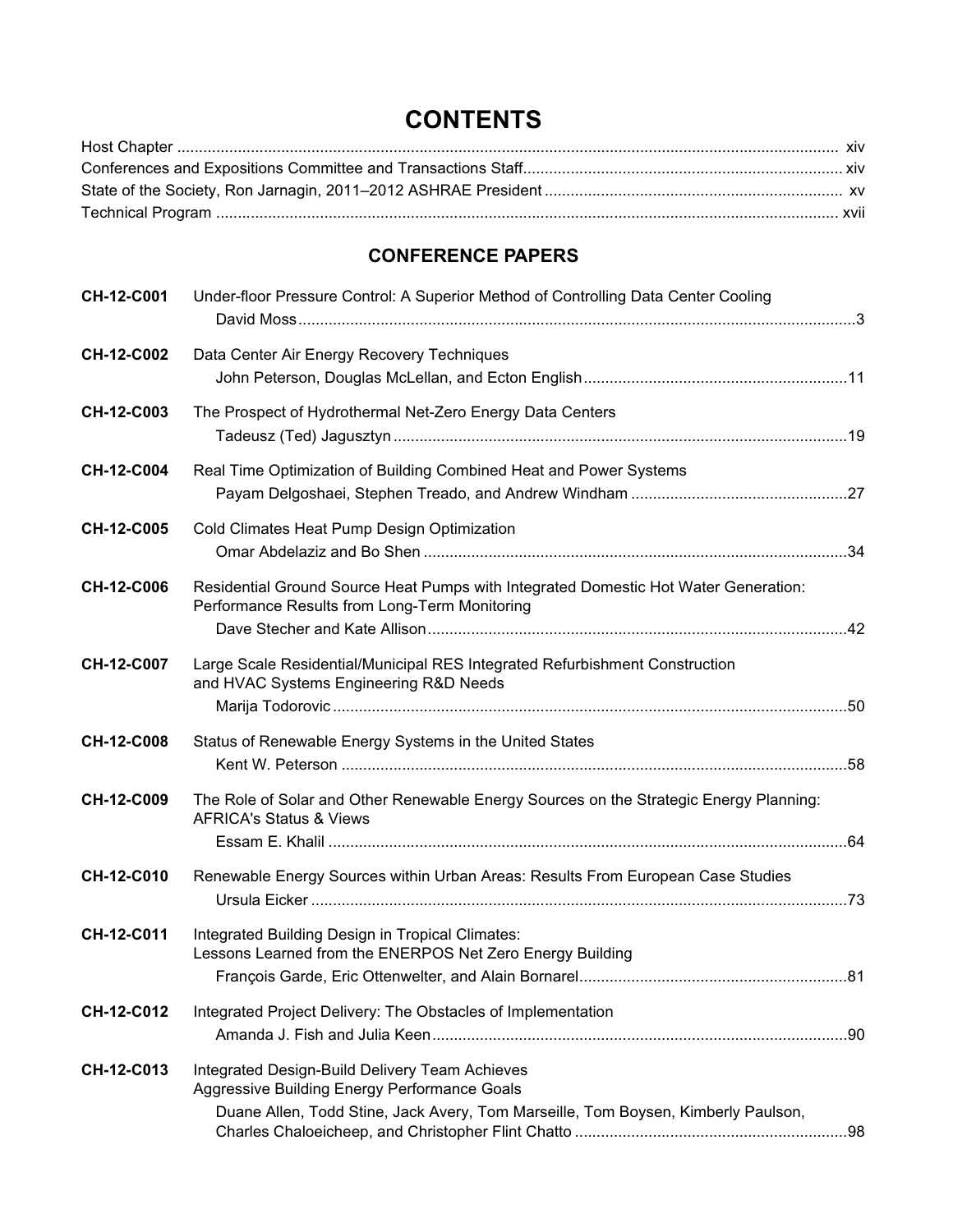# CONTENTS

Host Chapter ........................................................................................................................................ xiv
Conferences and Expositions Committee and Transactions Staff........................................................................ xiv
State of the Society, Ron Jarnagin, 2011–2012 ASHRAE President ...................................................................... xv
Technical Program ............................................................................................................................... xvii

## CONFERENCE PAPERS

**CH-12-C001** Under-floor Pressure Control: A Superior Method of Controlling Data Center Cooling
David Moss.............................................................................................................................3

**CH-12-C002** Data Center Air Energy Recovery Techniques
John Peterson, Douglas McLellan, and Ecton English............................................................11

**CH-12-C003** The Prospect of Hydrothermal Net-Zero Energy Data Centers
Tadeusz (Ted) Jagusztyn........................................................................................................19

**CH-12-C004** Real Time Optimization of Building Combined Heat and Power Systems
Payam Delgoshaei, Stephen Treado, and Andrew Windham ..................................................27

**CH-12-C005** Cold Climates Heat Pump Design Optimization
Omar Abdelaziz and Bo Shen .................................................................................................34

**CH-12-C006** Residential Ground Source Heat Pumps with Integrated Domestic Hot Water Generation: Performance Results from Long-Term Monitoring
Dave Stecher and Kate Allison................................................................................................42

**CH-12-C007** Large Scale Residential/Municipal RES Integrated Refurbishment Construction and HVAC Systems Engineering R&D Needs
Marija Todorovic.......................................................................................................................50

**CH-12-C008** Status of Renewable Energy Systems in the United States
Kent W. Peterson .....................................................................................................................58

**CH-12-C009** The Role of Solar and Other Renewable Energy Sources on the Strategic Energy Planning: AFRICA's Status & Views
Essam E. Khalil ........................................................................................................................64

**CH-12-C010** Renewable Energy Sources within Urban Areas: Results From European Case Studies
Ursula Eicker ............................................................................................................................73

**CH-12-C011** Integrated Building Design in Tropical Climates: Lessons Learned from the ENERPOS Net Zero Energy Building
François Garde, Eric Ottenwelter, and Alain Bornarel.............................................................81

**CH-12-C012** Integrated Project Delivery: The Obstacles of Implementation
Amanda J. Fish and Julia Keen................................................................................................90

**CH-12-C013** Integrated Design-Build Delivery Team Achieves Aggressive Building Energy Performance Goals
Duane Allen, Todd Stine, Jack Avery, Tom Marseille, Tom Boysen, Kimberly Paulson, Charles Chaloeicheep, and Christopher Flint Chatto ..............................................................98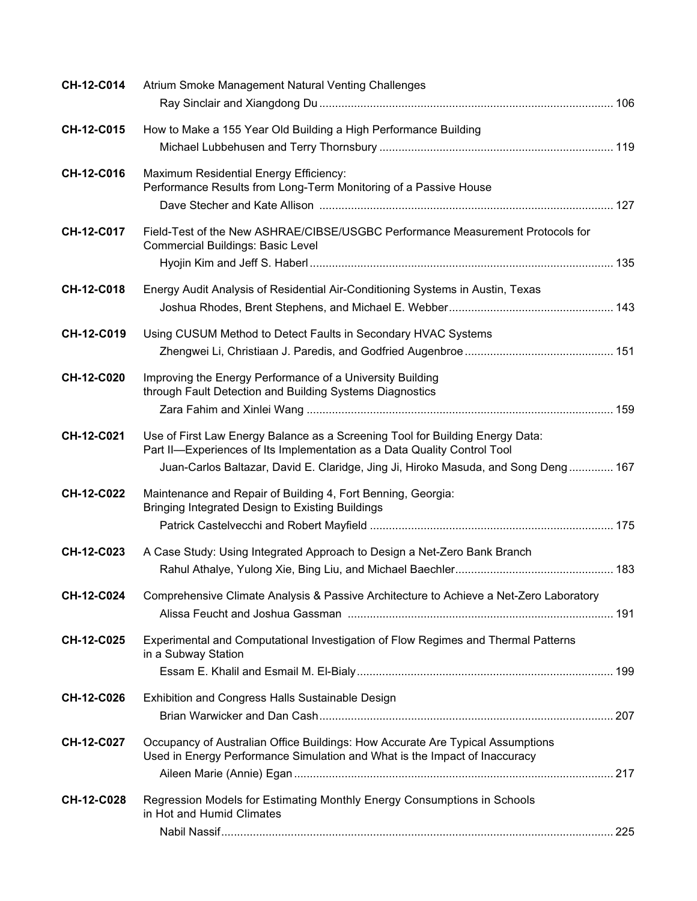**CH-12-C014** Atrium Smoke Management Natural Venting Challenges
Ray Sinclair and Xiangdong Du ........................................................................................ 106

**CH-12-C015** How to Make a 155 Year Old Building a High Performance Building
Michael Lubbehusen and Terry Thornsbury ........................................................................ 119

**CH-12-C016** Maximum Residential Energy Efficiency:
Performance Results from Long-Term Monitoring of a Passive House
Dave Stecher and Kate Allison ........................................................................................ 127

**CH-12-C017** Field-Test of the New ASHRAE/CIBSE/USGBC Performance Measurement Protocols for Commercial Buildings: Basic Level
Hyojin Kim and Jeff S. Haberl ........................................................................................ 135

**CH-12-C018** Energy Audit Analysis of Residential Air-Conditioning Systems in Austin, Texas
Joshua Rhodes, Brent Stephens, and Michael E. Webber .................................................... 143

**CH-12-C019** Using CUSUM Method to Detect Faults in Secondary HVAC Systems
Zhengwei Li, Christiaan J. Paredis, and Godfried Augenbroe .............................................. 151

**CH-12-C020** Improving the Energy Performance of a University Building through Fault Detection and Building Systems Diagnostics
Zara Fahim and Xinlei Wang ........................................................................................ 159

**CH-12-C021** Use of First Law Energy Balance as a Screening Tool for Building Energy Data:
Part II—Experiences of Its Implementation as a Data Quality Control Tool
Juan-Carlos Baltazar, David E. Claridge, Jing Ji, Hiroko Masuda, and Song Deng ............. 167

**CH-12-C022** Maintenance and Repair of Building 4, Fort Benning, Georgia:
Bringing Integrated Design to Existing Buildings
Patrick Castelvecchi and Robert Mayfield ........................................................................ 175

**CH-12-C023** A Case Study: Using Integrated Approach to Design a Net-Zero Bank Branch
Rahul Athalye, Yulong Xie, Bing Liu, and Michael Baechler ................................................ 183

**CH-12-C024** Comprehensive Climate Analysis & Passive Architecture to Achieve a Net-Zero Laboratory
Alissa Feucht and Joshua Gassman ................................................................................ 191

**CH-12-C025** Experimental and Computational Investigation of Flow Regimes and Thermal Patterns in a Subway Station
Essam E. Khalil and Esmail M. El-Bialy ........................................................................ 199

**CH-12-C026** Exhibition and Congress Halls Sustainable Design
Brian Warwicker and Dan Cash ........................................................................................ 207

**CH-12-C027** Occupancy of Australian Office Buildings: How Accurate Are Typical Assumptions Used in Energy Performance Simulation and What is the Impact of Inaccuracy
Aileen Marie (Annie) Egan ........................................................................................ 217

**CH-12-C028** Regression Models for Estimating Monthly Energy Consumptions in Schools in Hot and Humid Climates
Nabil Nassif ........................................................................................................ 225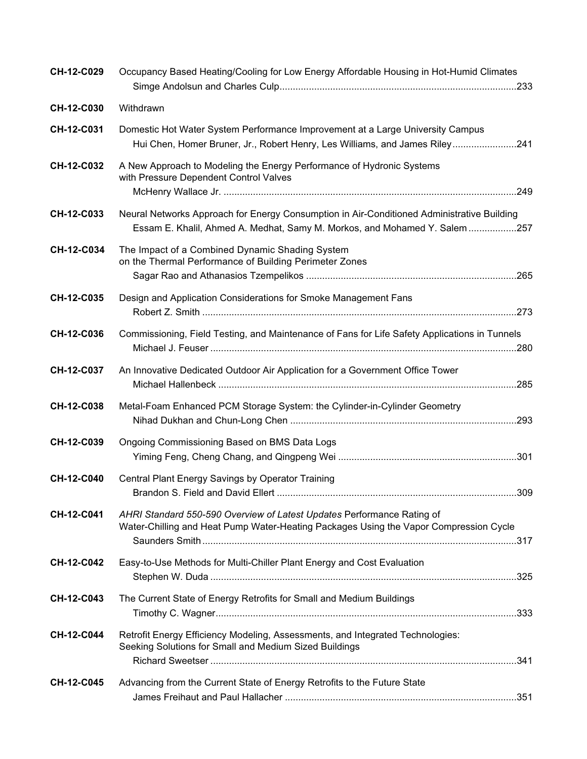**CH-12-C029** Occupancy Based Heating/Cooling for Low Energy Affordable Housing in Hot-Humid Climates
Simge Andolsun and Charles Culp........................................................................................233

**CH-12-C030** Withdrawn

**CH-12-C031** Domestic Hot Water System Performance Improvement at a Large University Campus
Hui Chen, Homer Bruner, Jr., Robert Henry, Les Williams, and James Riley........................241

**CH-12-C032** A New Approach to Modeling the Energy Performance of Hydronic Systems with Pressure Dependent Control Valves
McHenry Wallace Jr. .............................................................................................................249

**CH-12-C033** Neural Networks Approach for Energy Consumption in Air-Conditioned Administrative Building
Essam E. Khalil, Ahmed A. Medhat, Samy M. Morkos, and Mohamed Y. Salem ..................257

**CH-12-C034** The Impact of a Combined Dynamic Shading System on the Thermal Performance of Building Perimeter Zones
Sagar Rao and Athanasios Tzempelikos ..............................................................................265

**CH-12-C035** Design and Application Considerations for Smoke Management Fans
Robert Z. Smith .....................................................................................................................273

**CH-12-C036** Commissioning, Field Testing, and Maintenance of Fans for Life Safety Applications in Tunnels
Michael J. Feuser ..................................................................................................................280

**CH-12-C037** An Innovative Dedicated Outdoor Air Application for a Government Office Tower
Michael Hallenbeck ...............................................................................................................285

**CH-12-C038** Metal-Foam Enhanced PCM Storage System: the Cylinder-in-Cylinder Geometry
Nihad Dukhan and Chun-Long Chen ....................................................................................293

**CH-12-C039** Ongoing Commissioning Based on BMS Data Logs
Yiming Feng, Cheng Chang, and Qingpeng Wei ..................................................................301

**CH-12-C040** Central Plant Energy Savings by Operator Training
Brandon S. Field and David Ellert .........................................................................................309

**CH-12-C041** *AHRI Standard 550-590 Overview of Latest Updates* Performance Rating of Water-Chilling and Heat Pump Water-Heating Packages Using the Vapor Compression Cycle
Saunders Smith.....................................................................................................................317

**CH-12-C042** Easy-to-Use Methods for Multi-Chiller Plant Energy and Cost Evaluation
Stephen W. Duda ..................................................................................................................325

**CH-12-C043** The Current State of Energy Retrofits for Small and Medium Buildings
Timothy C. Wagner................................................................................................................333

**CH-12-C044** Retrofit Energy Efficiency Modeling, Assessments, and Integrated Technologies: Seeking Solutions for Small and Medium Sized Buildings
Richard Sweetser ..................................................................................................................341

**CH-12-C045** Advancing from the Current State of Energy Retrofits to the Future State
James Freihaut and Paul Hallacher ......................................................................................351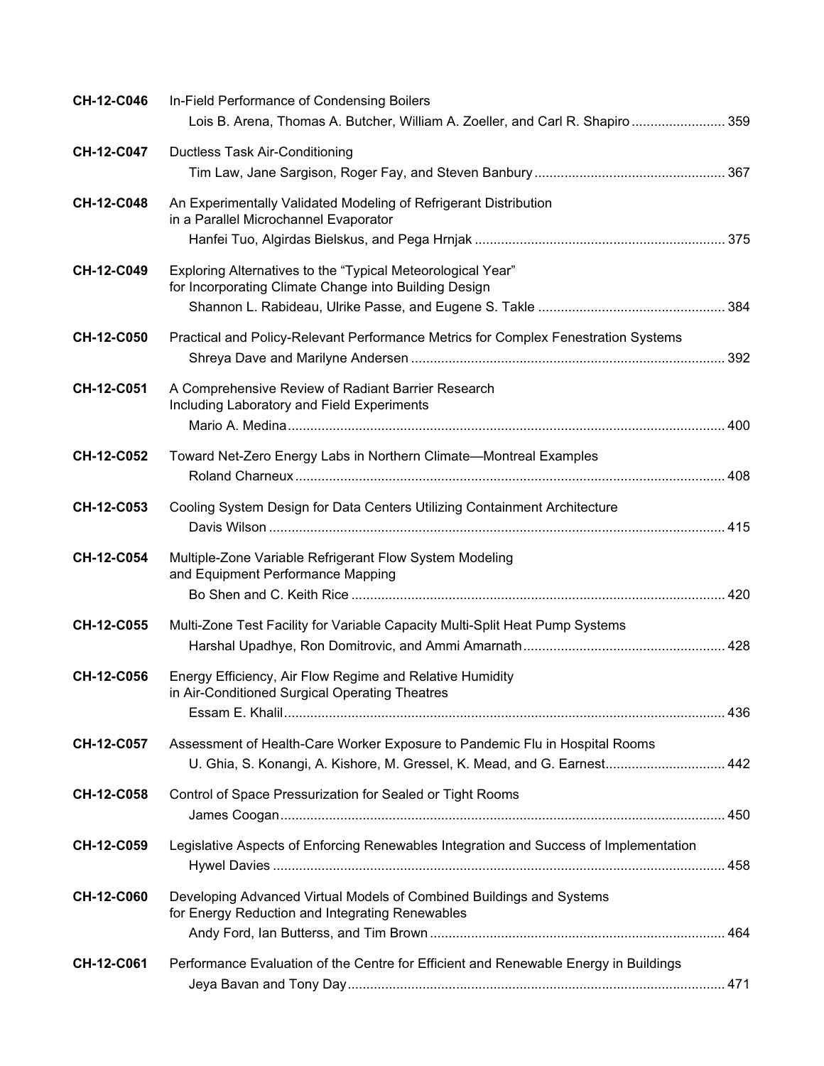**CH-12-C046** In-Field Performance of Condensing Boilers
Lois B. Arena, Thomas A. Butcher, William A. Zoeller, and Carl R. Shapiro ........................ 359

**CH-12-C047** Ductless Task Air-Conditioning
Tim Law, Jane Sargison, Roger Fay, and Steven Banbury .................................................. 367

**CH-12-C048** An Experimentally Validated Modeling of Refrigerant Distribution in a Parallel Microchannel Evaporator
Hanfei Tuo, Algirdas Bielskus, and Pega Hrnjak .................................................................. 375

**CH-12-C049** Exploring Alternatives to the "Typical Meteorological Year" for Incorporating Climate Change into Building Design
Shannon L. Rabideau, Ulrike Passe, and Eugene S. Takle ................................................. 384

**CH-12-C050** Practical and Policy-Relevant Performance Metrics for Complex Fenestration Systems
Shreya Dave and Marilyne Andersen ................................................................................... 392

**CH-12-C051** A Comprehensive Review of Radiant Barrier Research Including Laboratory and Field Experiments
Mario A. Medina .................................................................................................................... 400

**CH-12-C052** Toward Net-Zero Energy Labs in Northern Climate—Montreal Examples
Roland Charneux ................................................................................................................... 408

**CH-12-C053** Cooling System Design for Data Centers Utilizing Containment Architecture
Davis Wilson .......................................................................................................................... 415

**CH-12-C054** Multiple-Zone Variable Refrigerant Flow System Modeling and Equipment Performance Mapping
Bo Shen and C. Keith Rice ................................................................................................... 420

**CH-12-C055** Multi-Zone Test Facility for Variable Capacity Multi-Split Heat Pump Systems
Harshal Upadhye, Ron Domitrovic, and Ammi Amarnath ..................................................... 428

**CH-12-C056** Energy Efficiency, Air Flow Regime and Relative Humidity in Air-Conditioned Surgical Operating Theatres
Essam E. Khalil ..................................................................................................................... 436

**CH-12-C057** Assessment of Health-Care Worker Exposure to Pandemic Flu in Hospital Rooms
U. Ghia, S. Konangi, A. Kishore, M. Gressel, K. Mead, and G. Earnest ............................... 442

**CH-12-C058** Control of Space Pressurization for Sealed or Tight Rooms
James Coogan ....................................................................................................................... 450

**CH-12-C059** Legislative Aspects of Enforcing Renewables Integration and Success of Implementation
Hywel Davies ........................................................................................................................ 458

**CH-12-C060** Developing Advanced Virtual Models of Combined Buildings and Systems for Energy Reduction and Integrating Renewables
Andy Ford, Ian Butterss, and Tim Brown .............................................................................. 464

**CH-12-C061** Performance Evaluation of the Centre for Efficient and Renewable Energy in Buildings
Jeya Bavan and Tony Day ..................................................................................................... 471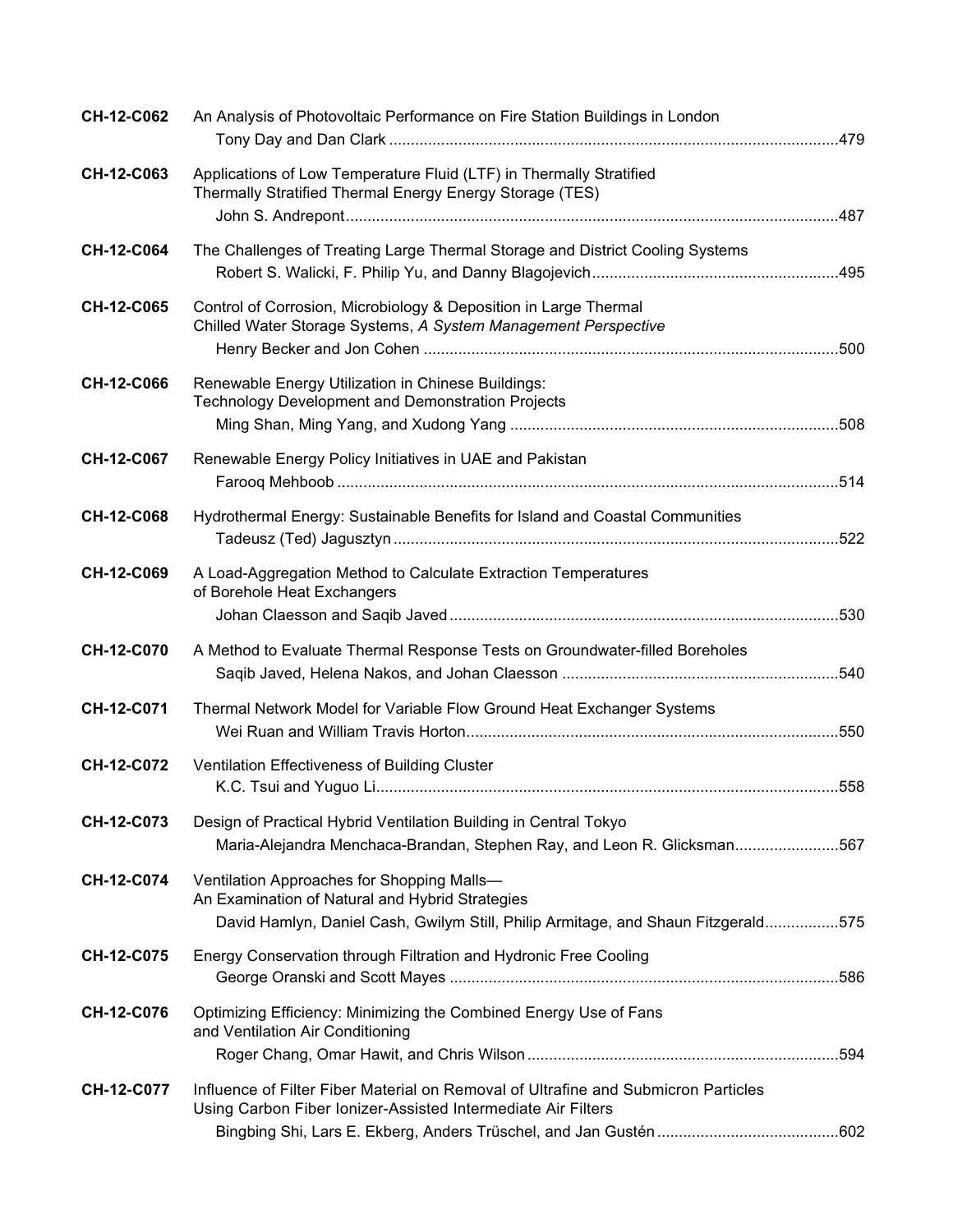**CH-12-C062** An Analysis of Photovoltaic Performance on Fire Station Buildings in London
Tony Day and Dan Clark ........................................................................................................479

**CH-12-C063** Applications of Low Temperature Fluid (LTF) in Thermally Stratified
Thermally Stratified Thermal Energy Energy Storage (TES)
John S. Andrepont..................................................................................................................487

**CH-12-C064** The Challenges of Treating Large Thermal Storage and District Cooling Systems
Robert S. Walicki, F. Philip Yu, and Danny Blagojevich..........................................................495

**CH-12-C065** Control of Corrosion, Microbiology & Deposition in Large Thermal
Chilled Water Storage Systems, *A System Management Perspective*
Henry Becker and Jon Cohen ................................................................................................500

**CH-12-C066** Renewable Energy Utilization in Chinese Buildings:
Technology Development and Demonstration Projects
Ming Shan, Ming Yang, and Xudong Yang ............................................................................508

**CH-12-C067** Renewable Energy Policy Initiatives in UAE and Pakistan
Farooq Mehboob ....................................................................................................................514

**CH-12-C068** Hydrothermal Energy: Sustainable Benefits for Island and Coastal Communities
Tadeusz (Ted) Jagusztyn .......................................................................................................522

**CH-12-C069** A Load-Aggregation Method to Calculate Extraction Temperatures
of Borehole Heat Exchangers
Johan Claesson and Saqib Javed..........................................................................................530

**CH-12-C070** A Method to Evaluate Thermal Response Tests on Groundwater-filled Boreholes
Saqib Javed, Helena Nakos, and Johan Claesson ................................................................540

**CH-12-C071** Thermal Network Model for Variable Flow Ground Heat Exchanger Systems
Wei Ruan and William Travis Horton......................................................................................550

**CH-12-C072** Ventilation Effectiveness of Building Cluster
K.C. Tsui and Yuguo Li...........................................................................................................558

**CH-12-C073** Design of Practical Hybrid Ventilation Building in Central Tokyo
Maria-Alejandra Menchaca-Brandan, Stephen Ray, and Leon R. Glicksman........................567

**CH-12-C074** Ventilation Approaches for Shopping Malls—
An Examination of Natural and Hybrid Strategies
David Hamlyn, Daniel Cash, Gwilym Still, Philip Armitage, and Shaun Fitzgerald.................575

**CH-12-C075** Energy Conservation through Filtration and Hydronic Free Cooling
George Oranski and Scott Mayes ..........................................................................................586

**CH-12-C076** Optimizing Efficiency: Minimizing the Combined Energy Use of Fans
and Ventilation Air Conditioning
Roger Chang, Omar Hawit, and Chris Wilson........................................................................594

**CH-12-C077** Influence of Filter Fiber Material on Removal of Ultrafine and Submicron Particles
Using Carbon Fiber Ionizer-Assisted Intermediate Air Filters
Bingbing Shi, Lars E. Ekberg, Anders Trüschel, and Jan Gustén..........................................602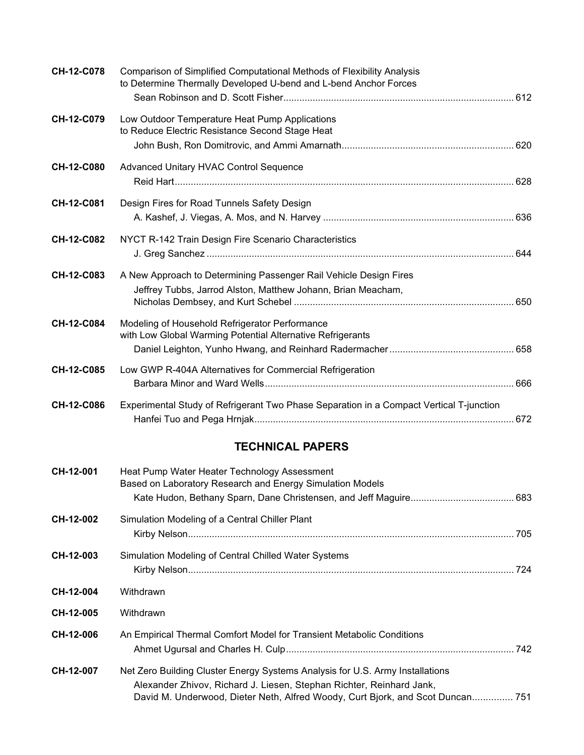**CH-12-C078** Comparison of Simplified Computational Methods of Flexibility Analysis to Determine Thermally Developed U-bend and L-bend Anchor Forces
Sean Robinson and D. Scott Fisher...... 612

**CH-12-C079** Low Outdoor Temperature Heat Pump Applications to Reduce Electric Resistance Second Stage Heat
John Bush, Ron Domitrovic, and Ammi Amarnath...... 620

**CH-12-C080** Advanced Unitary HVAC Control Sequence
Reid Hart...... 628

**CH-12-C081** Design Fires for Road Tunnels Safety Design
A. Kashef, J. Viegas, A. Mos, and N. Harvey...... 636

**CH-12-C082** NYCT R-142 Train Design Fire Scenario Characteristics
J. Greg Sanchez...... 644

**CH-12-C083** A New Approach to Determining Passenger Rail Vehicle Design Fires
Jeffrey Tubbs, Jarrod Alston, Matthew Johann, Brian Meacham, Nicholas Dembsey, and Kurt Schebel...... 650

**CH-12-C084** Modeling of Household Refrigerator Performance with Low Global Warming Potential Alternative Refrigerants
Daniel Leighton, Yunho Hwang, and Reinhard Radermacher...... 658

**CH-12-C085** Low GWP R-404A Alternatives for Commercial Refrigeration
Barbara Minor and Ward Wells...... 666

**CH-12-C086** Experimental Study of Refrigerant Two Phase Separation in a Compact Vertical T-junction
Hanfei Tuo and Pega Hrnjak...... 672

## TECHNICAL PAPERS

**CH-12-001** Heat Pump Water Heater Technology Assessment Based on Laboratory Research and Energy Simulation Models
Kate Hudon, Bethany Sparn, Dane Christensen, and Jeff Maguire...... 683

**CH-12-002** Simulation Modeling of a Central Chiller Plant
Kirby Nelson...... 705

**CH-12-003** Simulation Modeling of Central Chilled Water Systems
Kirby Nelson...... 724

**CH-12-004** Withdrawn

**CH-12-005** Withdrawn

**CH-12-006** An Empirical Thermal Comfort Model for Transient Metabolic Conditions
Ahmet Ugursal and Charles H. Culp...... 742

**CH-12-007** Net Zero Building Cluster Energy Systems Analysis for U.S. Army Installations
Alexander Zhivov, Richard J. Liesen, Stephan Richter, Reinhard Jank, David M. Underwood, Dieter Neth, Alfred Woody, Curt Bjork, and Scot Duncan...... 751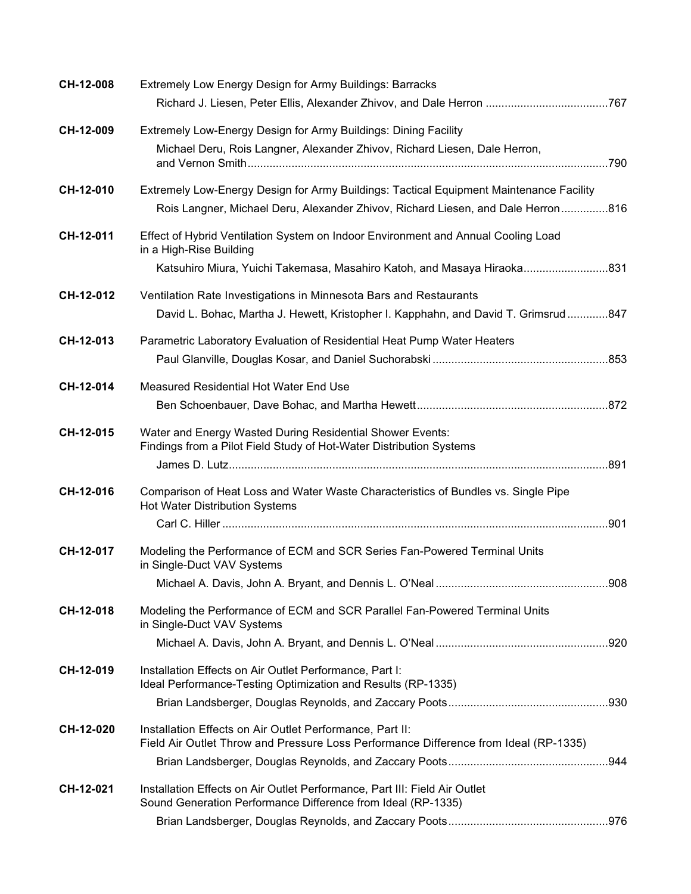**CH-12-008** Extremely Low Energy Design for Army Buildings: Barracks
Richard J. Liesen, Peter Ellis, Alexander Zhivov, and Dale Herron ....................................... 767

**CH-12-009** Extremely Low-Energy Design for Army Buildings: Dining Facility
Michael Deru, Rois Langner, Alexander Zhivov, Richard Liesen, Dale Herron, and Vernon Smith ....................................... 790

**CH-12-010** Extremely Low-Energy Design for Army Buildings: Tactical Equipment Maintenance Facility
Rois Langner, Michael Deru, Alexander Zhivov, Richard Liesen, and Dale Herron ............... 816

**CH-12-011** Effect of Hybrid Ventilation System on Indoor Environment and Annual Cooling Load in a High-Rise Building
Katsuhiro Miura, Yuichi Takemasa, Masahiro Katoh, and Masaya Hiraoka ........................... 831

**CH-12-012** Ventilation Rate Investigations in Minnesota Bars and Restaurants
David L. Bohac, Martha J. Hewett, Kristopher I. Kapphahn, and David T. Grimsrud ............. 847

**CH-12-013** Parametric Laboratory Evaluation of Residential Heat Pump Water Heaters
Paul Glanville, Douglas Kosar, and Daniel Suchorabski ....................................... 853

**CH-12-014** Measured Residential Hot Water End Use
Ben Schoenbauer, Dave Bohac, and Martha Hewett ....................................... 872

**CH-12-015** Water and Energy Wasted During Residential Shower Events: Findings from a Pilot Field Study of Hot-Water Distribution Systems
James D. Lutz ....................................... 891

**CH-12-016** Comparison of Heat Loss and Water Waste Characteristics of Bundles vs. Single Pipe Hot Water Distribution Systems
Carl C. Hiller ....................................... 901

**CH-12-017** Modeling the Performance of ECM and SCR Series Fan-Powered Terminal Units in Single-Duct VAV Systems
Michael A. Davis, John A. Bryant, and Dennis L. O'Neal ....................................... 908

**CH-12-018** Modeling the Performance of ECM and SCR Parallel Fan-Powered Terminal Units in Single-Duct VAV Systems
Michael A. Davis, John A. Bryant, and Dennis L. O'Neal ....................................... 920

**CH-12-019** Installation Effects on Air Outlet Performance, Part I: Ideal Performance-Testing Optimization and Results (RP-1335)
Brian Landsberger, Douglas Reynolds, and Zaccary Poots ....................................... 930

**CH-12-020** Installation Effects on Air Outlet Performance, Part II: Field Air Outlet Throw and Pressure Loss Performance Difference from Ideal (RP-1335)
Brian Landsberger, Douglas Reynolds, and Zaccary Poots ....................................... 944

**CH-12-021** Installation Effects on Air Outlet Performance, Part III: Field Air Outlet Sound Generation Performance Difference from Ideal (RP-1335)
Brian Landsberger, Douglas Reynolds, and Zaccary Poots ....................................... 976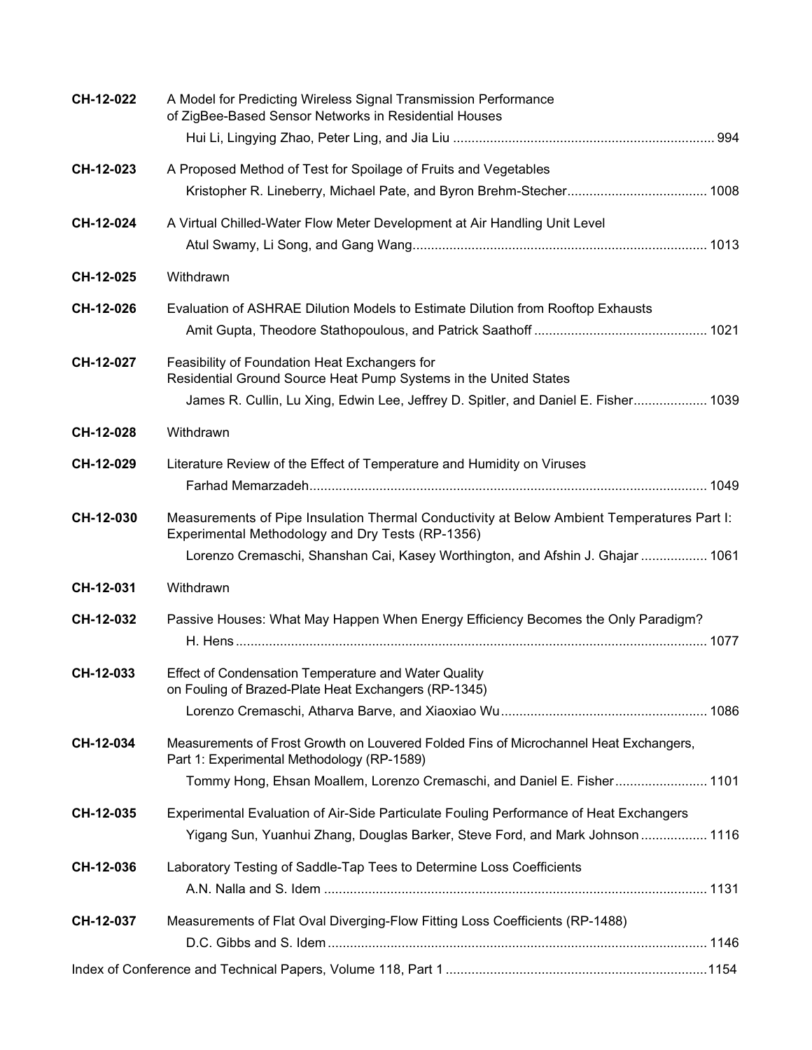**CH-12-022** A Model for Predicting Wireless Signal Transmission Performance of ZigBee-Based Sensor Networks in Residential Houses
Hui Li, Lingying Zhao, Peter Ling, and Jia Liu ...................................................................... 994

**CH-12-023** A Proposed Method of Test for Spoilage of Fruits and Vegetables
Kristopher R. Lineberry, Michael Pate, and Byron Brehm-Stecher...................................... 1008

**CH-12-024** A Virtual Chilled-Water Flow Meter Development at Air Handling Unit Level
Atul Swamy, Li Song, and Gang Wang................................................................................ 1013

**CH-12-025** Withdrawn

**CH-12-026** Evaluation of ASHRAE Dilution Models to Estimate Dilution from Rooftop Exhausts
Amit Gupta, Theodore Stathopoulous, and Patrick Saathoff ............................................... 1021

**CH-12-027** Feasibility of Foundation Heat Exchangers for Residential Ground Source Heat Pump Systems in the United States
James R. Cullin, Lu Xing, Edwin Lee, Jeffrey D. Spitler, and Daniel E. Fisher.................... 1039

**CH-12-028** Withdrawn

**CH-12-029** Literature Review of the Effect of Temperature and Humidity on Viruses
Farhad Memarzadeh........................................................................................................... 1049

**CH-12-030** Measurements of Pipe Insulation Thermal Conductivity at Below Ambient Temperatures Part I: Experimental Methodology and Dry Tests (RP-1356)
Lorenzo Cremaschi, Shanshan Cai, Kasey Worthington, and Afshin J. Ghajar .................. 1061

**CH-12-031** Withdrawn

**CH-12-032** Passive Houses: What May Happen When Energy Efficiency Becomes the Only Paradigm?
H. Hens ............................................................................................................................... 1077

**CH-12-033** Effect of Condensation Temperature and Water Quality on Fouling of Brazed-Plate Heat Exchangers (RP-1345)
Lorenzo Cremaschi, Atharva Barve, and Xiaoxiao Wu........................................................ 1086

**CH-12-034** Measurements of Frost Growth on Louvered Folded Fins of Microchannel Heat Exchangers, Part 1: Experimental Methodology (RP-1589)
Tommy Hong, Ehsan Moallem, Lorenzo Cremaschi, and Daniel E. Fisher......................... 1101

**CH-12-035** Experimental Evaluation of Air-Side Particulate Fouling Performance of Heat Exchangers
Yigang Sun, Yuanhui Zhang, Douglas Barker, Steve Ford, and Mark Johnson .................. 1116

**CH-12-036** Laboratory Testing of Saddle-Tap Tees to Determine Loss Coefficients
A.N. Nalla and S. Idem ....................................................................................................... 1131

**CH-12-037** Measurements of Flat Oval Diverging-Flow Fitting Loss Coefficients (RP-1488)
D.C. Gibbs and S. Idem ...................................................................................................... 1146

Index of Conference and Technical Papers, Volume 118, Part 1 ......................................................................1154